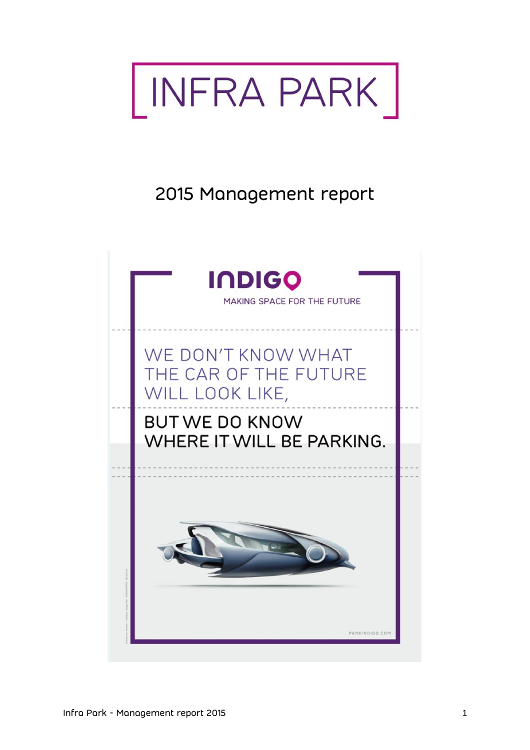# INFRA PARK

## 2015 Management report

INDIGO

MAKING SPACE FOR THE FUTURE

WE DON'T KNOW WHAT THE CAR OF THE FUTURE WILL LOOK LIKE,

BUT WE DO KNOW WHERE IT WILL BE PARKING.

PARKINDIGO.COM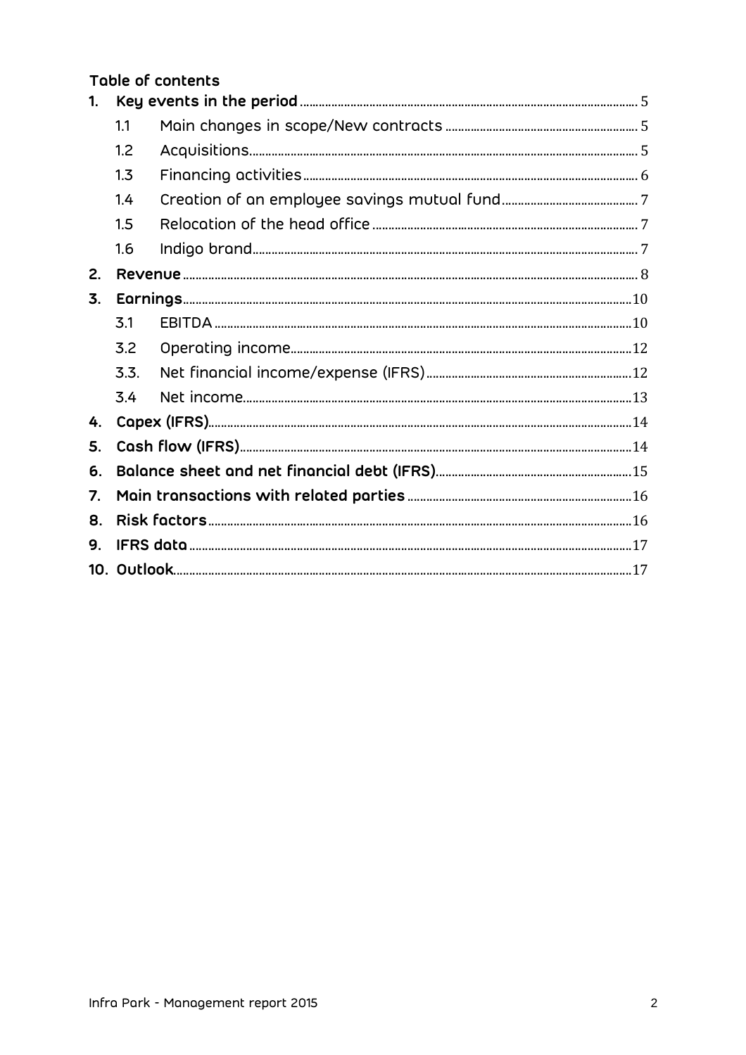## Table of contents

1. **Key events in the period** ..... 5
   - 1.1 Main changes in scope/New contracts ..... 5
   - 1.2 Acquisitions ..... 5
   - 1.3 Financing activities ..... 6
   - 1.4 Creation of an employee savings mutual fund ..... 7
   - 1.5 Relocation of the head office ..... 7
   - 1.6 Indigo brand ..... 7
2. **Revenue** ..... 8
3. **Earnings** ..... 10
   - 3.1 EBITDA ..... 10
   - 3.2 Operating income ..... 12
   - 3.3. Net financial income/expense (IFRS) ..... 12
   - 3.4 Net income ..... 13
4. **Capex (IFRS)** ..... 14
5. **Cash flow (IFRS)** ..... 14
6. **Balance sheet and net financial debt (IFRS)** ..... 15
7. **Main transactions with related parties** ..... 16
8. **Risk factors** ..... 16
9. **IFRS data** ..... 17
10. **Outlook** ..... 17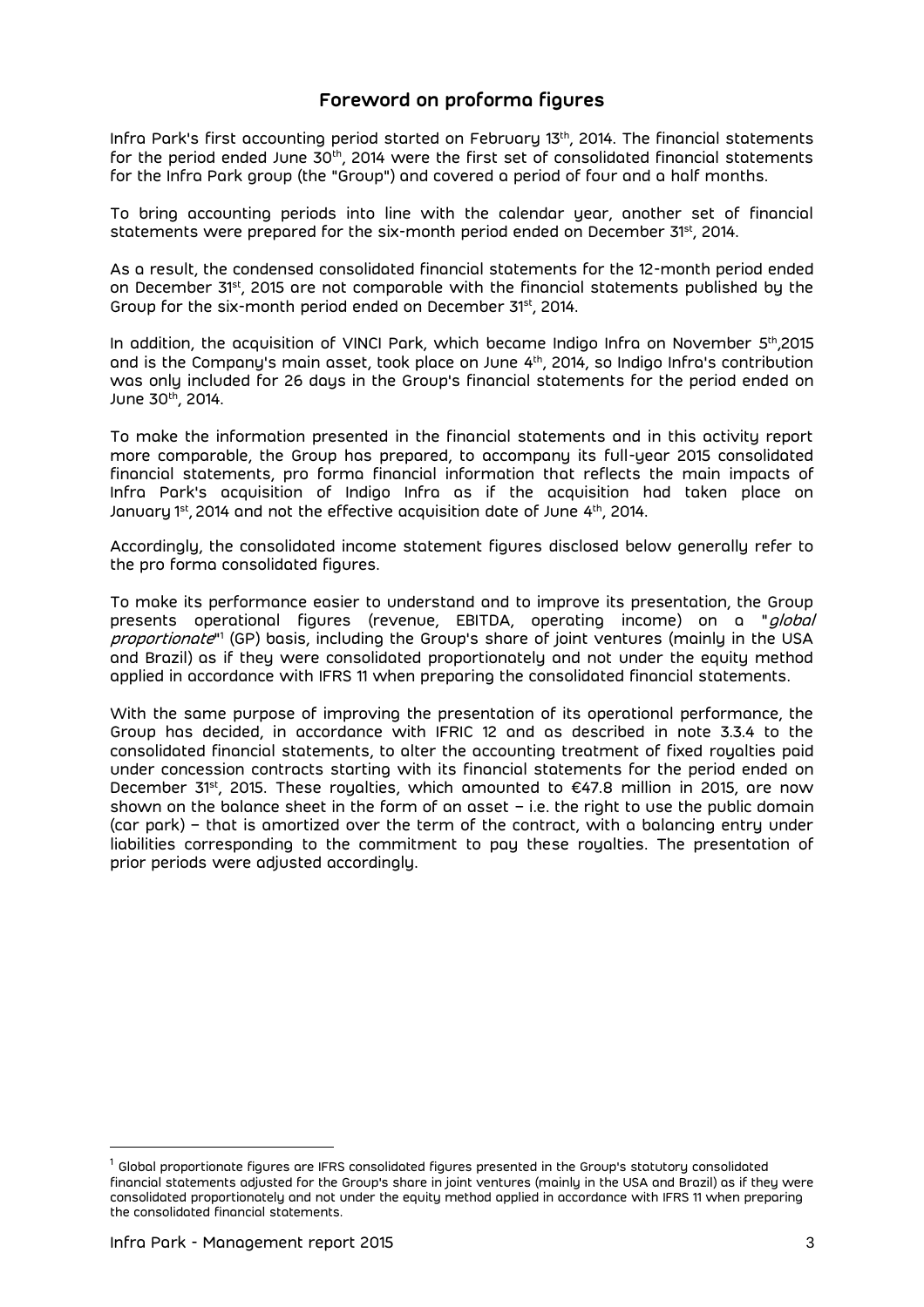## Foreword on proforma figures

Infra Park's first accounting period started on February 13th, 2014. The financial statements for the period ended June 30th, 2014 were the first set of consolidated financial statements for the Infra Park group (the "Group") and covered a period of four and a half months.

To bring accounting periods into line with the calendar year, another set of financial statements were prepared for the six-month period ended on December 31st, 2014.

As a result, the condensed consolidated financial statements for the 12-month period ended on December 31st, 2015 are not comparable with the financial statements published by the Group for the six-month period ended on December 31st, 2014.

In addition, the acquisition of VINCI Park, which became Indigo Infra on November 5th,2015 and is the Company's main asset, took place on June 4th, 2014, so Indigo Infra's contribution was only included for 26 days in the Group's financial statements for the period ended on June 30th, 2014.

To make the information presented in the financial statements and in this activity report more comparable, the Group has prepared, to accompany its full-year 2015 consolidated financial statements, pro forma financial information that reflects the main impacts of Infra Park's acquisition of Indigo Infra as if the acquisition had taken place on January 1st, 2014 and not the effective acquisition date of June 4th, 2014.

Accordingly, the consolidated income statement figures disclosed below generally refer to the pro forma consolidated figures.

To make its performance easier to understand and to improve its presentation, the Group presents operational figures (revenue, EBITDA, operating income) on a "*global proportionate*"[1] (GP) basis, including the Group's share of joint ventures (mainly in the USA and Brazil) as if they were consolidated proportionately and not under the equity method applied in accordance with IFRS 11 when preparing the consolidated financial statements.

With the same purpose of improving the presentation of its operational performance, the Group has decided, in accordance with IFRIC 12 and as described in note 3.3.4 to the consolidated financial statements, to alter the accounting treatment of fixed royalties paid under concession contracts starting with its financial statements for the period ended on December 31st, 2015. These royalties, which amounted to €47.8 million in 2015, are now shown on the balance sheet in the form of an asset – i.e. the right to use the public domain (car park) – that is amortized over the term of the contract, with a balancing entry under liabilities corresponding to the commitment to pay these royalties. The presentation of prior periods were adjusted accordingly.

---

[1] Global proportionate figures are IFRS consolidated figures presented in the Group's statutory consolidated financial statements adjusted for the Group's share in joint ventures (mainly in the USA and Brazil) as if they were consolidated proportionately and not under the equity method applied in accordance with IFRS 11 when preparing the consolidated financial statements.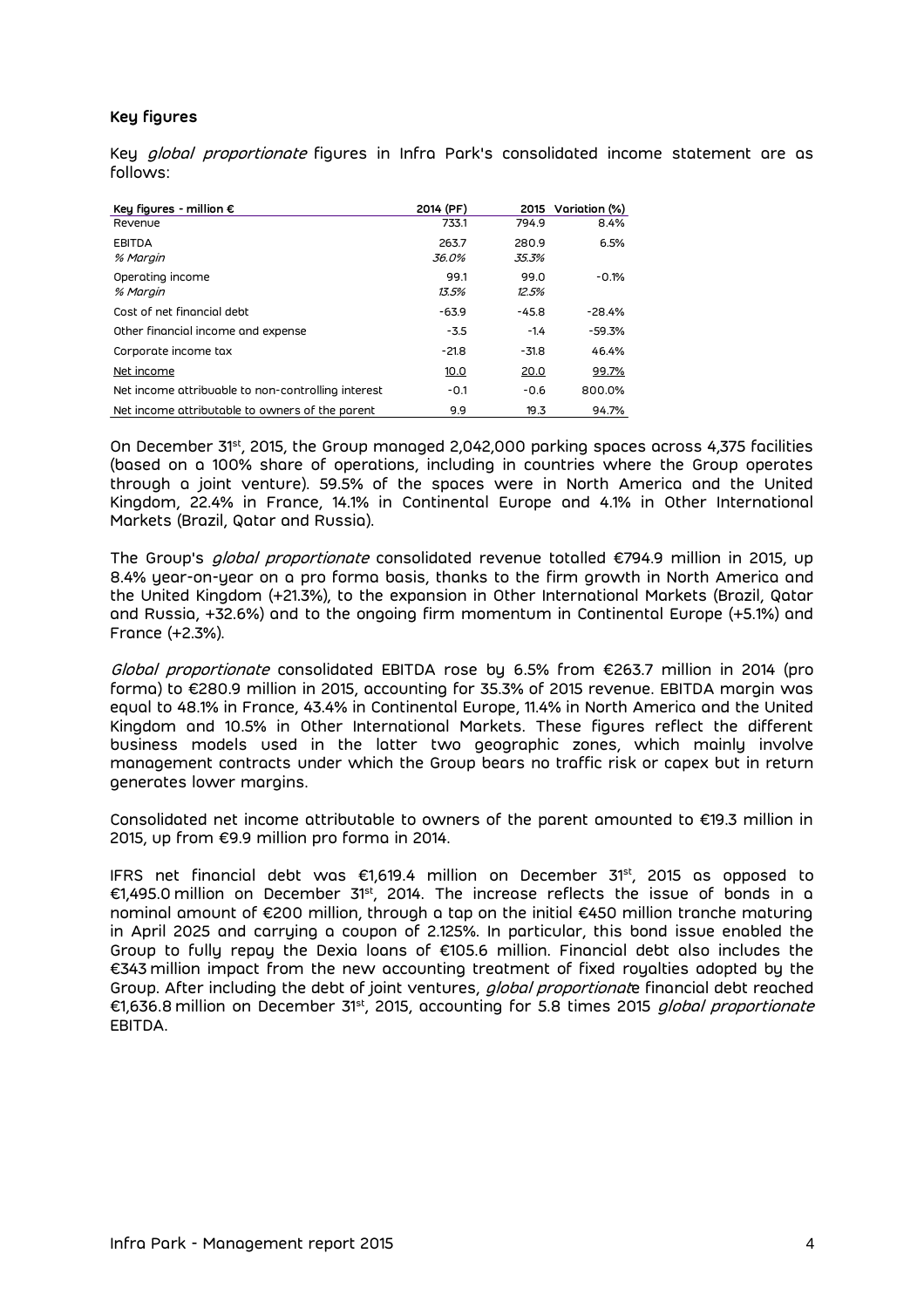**Key figures**

Key *global proportionate* figures in Infra Park's consolidated income statement are as follows:

| Key figures - million € | 2014 (PF) | 2015 | Variation (%) |
|---|---|---|---|
| Revenue | 733.1 | 794.9 | 8.4% |
| EBITDA | 263.7 | 280.9 | 6.5% |
| *% Margin* | *36.0%* | *35.3%* | |
| Operating income | 99.1 | 99.0 | -0.1% |
| *% Margin* | *13.5%* | *12.5%* | |
| Cost of net financial debt | -63.9 | -45.8 | -28.4% |
| Other financial income and expense | -3.5 | -1.4 | -59.3% |
| Corporate income tax | -21.8 | -31.8 | 46.4% |
| Net income | 10.0 | 20.0 | 99.7% |
| Net income attribuable to non-controlling interest | -0.1 | -0.6 | 800.0% |
| Net income attributable to owners of the parent | 9.9 | 19.3 | 94.7% |

On December 31st, 2015, the Group managed 2,042,000 parking spaces across 4,375 facilities (based on a 100% share of operations, including in countries where the Group operates through a joint venture). 59.5% of the spaces were in North America and the United Kingdom, 22.4% in France, 14.1% in Continental Europe and 4.1% in Other International Markets (Brazil, Qatar and Russia).

The Group's *global proportionate* consolidated revenue totalled €794.9 million in 2015, up 8.4% year-on-year on a pro forma basis, thanks to the firm growth in North America and the United Kingdom (+21.3%), to the expansion in Other International Markets (Brazil, Qatar and Russia, +32.6%) and to the ongoing firm momentum in Continental Europe (+5.1%) and France (+2.3%).

*Global proportionate* consolidated EBITDA rose by 6.5% from €263.7 million in 2014 (pro forma) to €280.9 million in 2015, accounting for 35.3% of 2015 revenue. EBITDA margin was equal to 48.1% in France, 43.4% in Continental Europe, 11.4% in North America and the United Kingdom and 10.5% in Other International Markets. These figures reflect the different business models used in the latter two geographic zones, which mainly involve management contracts under which the Group bears no traffic risk or capex but in return generates lower margins.

Consolidated net income attributable to owners of the parent amounted to €19.3 million in 2015, up from €9.9 million pro forma in 2014.

IFRS net financial debt was €1,619.4 million on December 31st, 2015 as opposed to €1,495.0 million on December 31st, 2014. The increase reflects the issue of bonds in a nominal amount of €200 million, through a tap on the initial €450 million tranche maturing in April 2025 and carrying a coupon of 2.125%. In particular, this bond issue enabled the Group to fully repay the Dexia loans of €105.6 million. Financial debt also includes the €343 million impact from the new accounting treatment of fixed royalties adopted by the Group. After including the debt of joint ventures, *global proportionate* financial debt reached €1,636.8 million on December 31st, 2015, accounting for 5.8 times 2015 *global proportionate* EBITDA.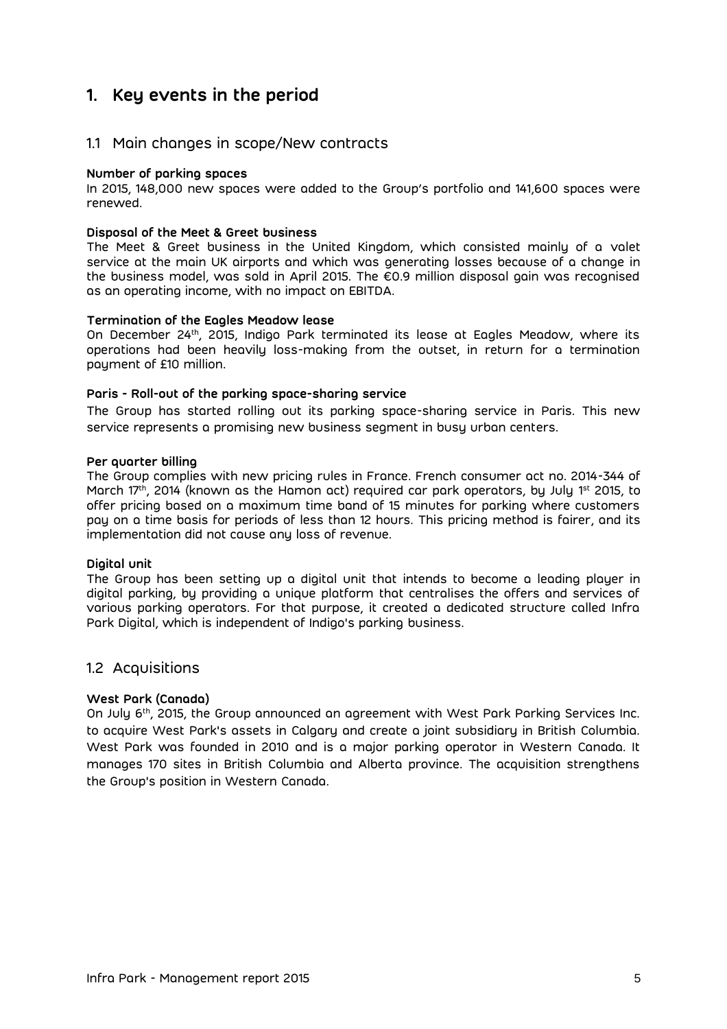# 1. Key events in the period

## 1.1 Main changes in scope/New contracts

**Number of parking spaces**
In 2015, 148,000 new spaces were added to the Group's portfolio and 141,600 spaces were renewed.

**Disposal of the Meet & Greet business**
The Meet & Greet business in the United Kingdom, which consisted mainly of a valet service at the main UK airports and which was generating losses because of a change in the business model, was sold in April 2015. The €0.9 million disposal gain was recognised as an operating income, with no impact on EBITDA.

**Termination of the Eagles Meadow lease**
On December 24th, 2015, Indigo Park terminated its lease at Eagles Meadow, where its operations had been heavily loss-making from the outset, in return for a termination payment of £10 million.

**Paris - Roll-out of the parking space-sharing service**
The Group has started rolling out its parking space-sharing service in Paris. This new service represents a promising new business segment in busy urban centers.

**Per quarter billing**
The Group complies with new pricing rules in France. French consumer act no. 2014-344 of March 17th, 2014 (known as the Hamon act) required car park operators, by July 1st 2015, to offer pricing based on a maximum time band of 15 minutes for parking where customers pay on a time basis for periods of less than 12 hours. This pricing method is fairer, and its implementation did not cause any loss of revenue.

**Digital unit**
The Group has been setting up a digital unit that intends to become a leading player in digital parking, by providing a unique platform that centralises the offers and services of various parking operators. For that purpose, it created a dedicated structure called Infra Park Digital, which is independent of Indigo's parking business.

## 1.2 Acquisitions

**West Park (Canada)**
On July 6th, 2015, the Group announced an agreement with West Park Parking Services Inc. to acquire West Park's assets in Calgary and create a joint subsidiary in British Columbia. West Park was founded in 2010 and is a major parking operator in Western Canada. It manages 170 sites in British Columbia and Alberta province. The acquisition strengthens the Group's position in Western Canada.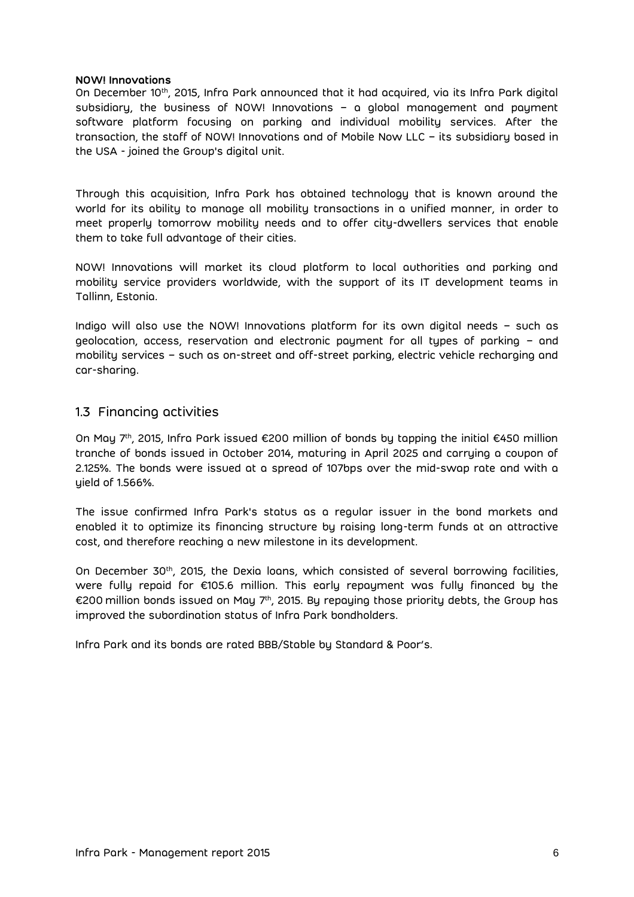**NOW! Innovations**

On December 10th, 2015, Infra Park announced that it had acquired, via its Infra Park digital subsidiary, the business of NOW! Innovations – a global management and payment software platform focusing on parking and individual mobility services. After the transaction, the staff of NOW! Innovations and of Mobile Now LLC – its subsidiary based in the USA - joined the Group's digital unit.

Through this acquisition, Infra Park has obtained technology that is known around the world for its ability to manage all mobility transactions in a unified manner, in order to meet properly tomorrow mobility needs and to offer city-dwellers services that enable them to take full advantage of their cities.

NOW! Innovations will market its cloud platform to local authorities and parking and mobility service providers worldwide, with the support of its IT development teams in Tallinn, Estonia.

Indigo will also use the NOW! Innovations platform for its own digital needs – such as geolocation, access, reservation and electronic payment for all types of parking – and mobility services – such as on-street and off-street parking, electric vehicle recharging and car-sharing.

## 1.3 Financing activities

On May 7th, 2015, Infra Park issued €200 million of bonds by tapping the initial €450 million tranche of bonds issued in October 2014, maturing in April 2025 and carrying a coupon of 2.125%. The bonds were issued at a spread of 107bps over the mid-swap rate and with a yield of 1.566%.

The issue confirmed Infra Park's status as a regular issuer in the bond markets and enabled it to optimize its financing structure by raising long-term funds at an attractive cost, and therefore reaching a new milestone in its development.

On December 30th, 2015, the Dexia loans, which consisted of several borrowing facilities, were fully repaid for €105.6 million. This early repayment was fully financed by the €200 million bonds issued on May 7th, 2015. By repaying those priority debts, the Group has improved the subordination status of Infra Park bondholders.

Infra Park and its bonds are rated BBB/Stable by Standard & Poor's.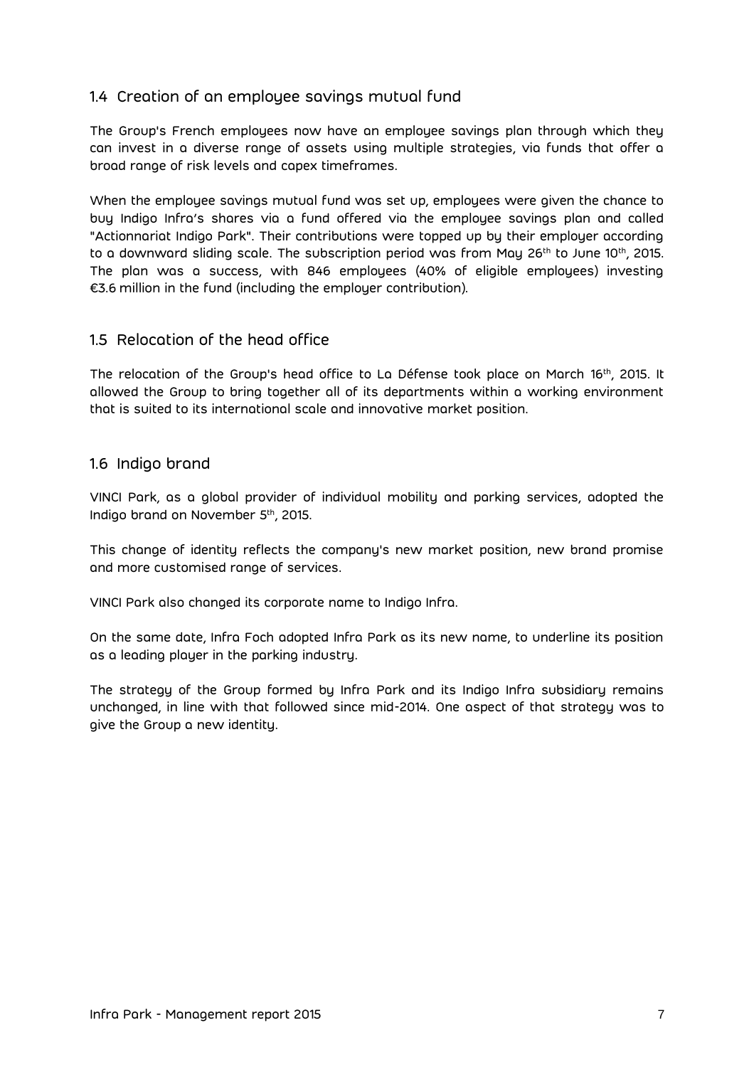## 1.4 Creation of an employee savings mutual fund

The Group's French employees now have an employee savings plan through which they can invest in a diverse range of assets using multiple strategies, via funds that offer a broad range of risk levels and capex timeframes.

When the employee savings mutual fund was set up, employees were given the chance to buy Indigo Infra's shares via a fund offered via the employee savings plan and called "Actionnariat Indigo Park". Their contributions were topped up by their employer according to a downward sliding scale. The subscription period was from May 26th to June 10th, 2015. The plan was a success, with 846 employees (40% of eligible employees) investing €3.6 million in the fund (including the employer contribution).

## 1.5 Relocation of the head office

The relocation of the Group's head office to La Défense took place on March 16th, 2015. It allowed the Group to bring together all of its departments within a working environment that is suited to its international scale and innovative market position.

## 1.6 Indigo brand

VINCI Park, as a global provider of individual mobility and parking services, adopted the Indigo brand on November 5th, 2015.

This change of identity reflects the company's new market position, new brand promise and more customised range of services.

VINCI Park also changed its corporate name to Indigo Infra.

On the same date, Infra Foch adopted Infra Park as its new name, to underline its position as a leading player in the parking industry.

The strategy of the Group formed by Infra Park and its Indigo Infra subsidiary remains unchanged, in line with that followed since mid-2014. One aspect of that strategy was to give the Group a new identity.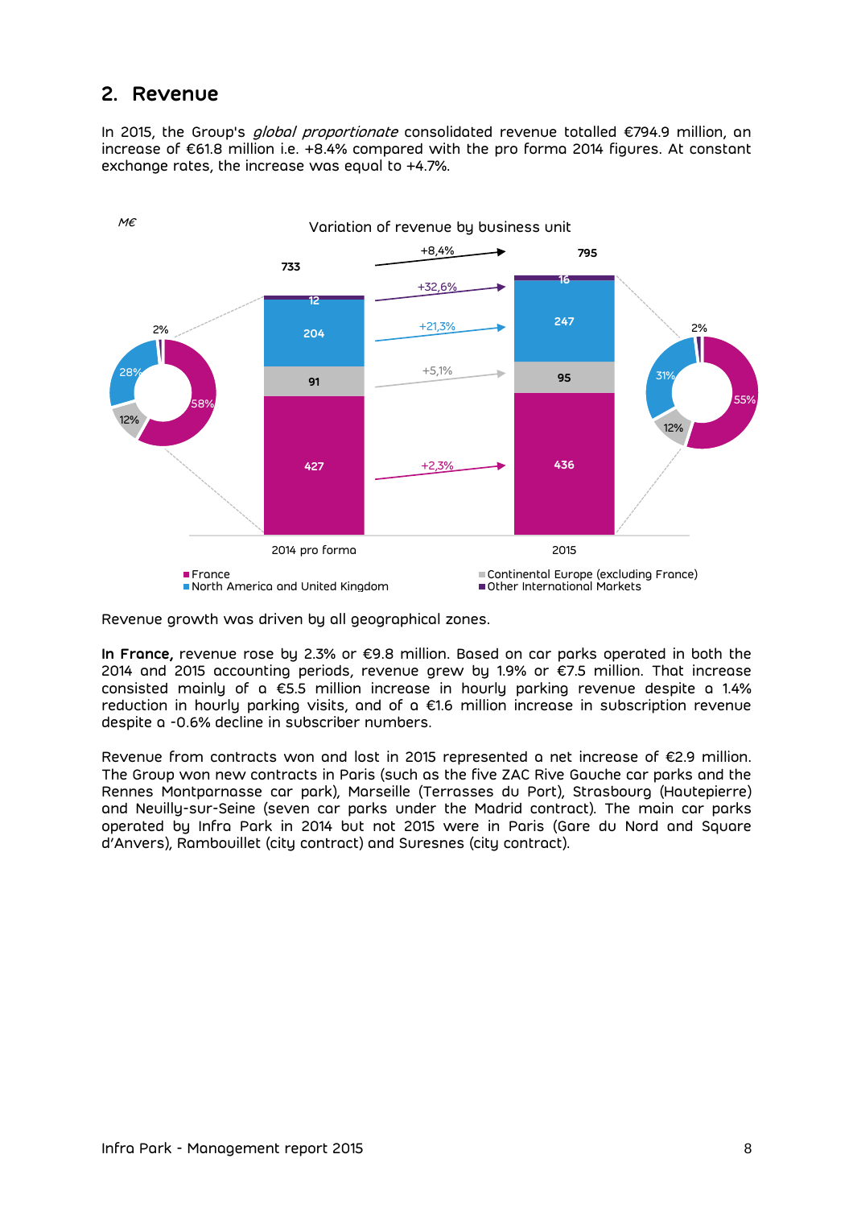## 2. Revenue

In 2015, the Group's *global proportionate* consolidated revenue totalled €794.9 million, an increase of €61.8 million i.e. +8.4% compared with the pro forma 2014 figures. At constant exchange rates, the increase was equal to +4.7%.

Variation of revenue by business unit (M€)

| | 2014 pro forma | Variation | 2015 |
|---|---|---|---|
| France | 427 | +2,3% | 436 |
| Continental Europe (excluding France) | 91 | +5,1% | 95 |
| North America and United Kingdom | 204 | +21,3% | 247 |
| Other International Markets | 12 | +32,6% | 16 |
| Total | 733 | +8,4% | 795 |

| | 2014 pro forma | 2015 |
|---|---|---|
| France | 58% | 55% |
| Continental Europe (excluding France) | 12% | 12% |
| North America and United Kingdom | 28% | 31% |
| Other International Markets | 2% | 2% |

Revenue growth was driven by all geographical zones.

**In France,** revenue rose by 2.3% or €9.8 million. Based on car parks operated in both the 2014 and 2015 accounting periods, revenue grew by 1.9% or €7.5 million. That increase consisted mainly of a €5.5 million increase in hourly parking revenue despite a 1.4% reduction in hourly parking visits, and of a €1.6 million increase in subscription revenue despite a -0.6% decline in subscriber numbers.

Revenue from contracts won and lost in 2015 represented a net increase of €2.9 million. The Group won new contracts in Paris (such as the five ZAC Rive Gauche car parks and the Rennes Montparnasse car park), Marseille (Terrasses du Port), Strasbourg (Hautepierre) and Neuilly-sur-Seine (seven car parks under the Madrid contract). The main car parks operated by Infra Park in 2014 but not 2015 were in Paris (Gare du Nord and Square d'Anvers), Rambouillet (city contract) and Suresnes (city contract).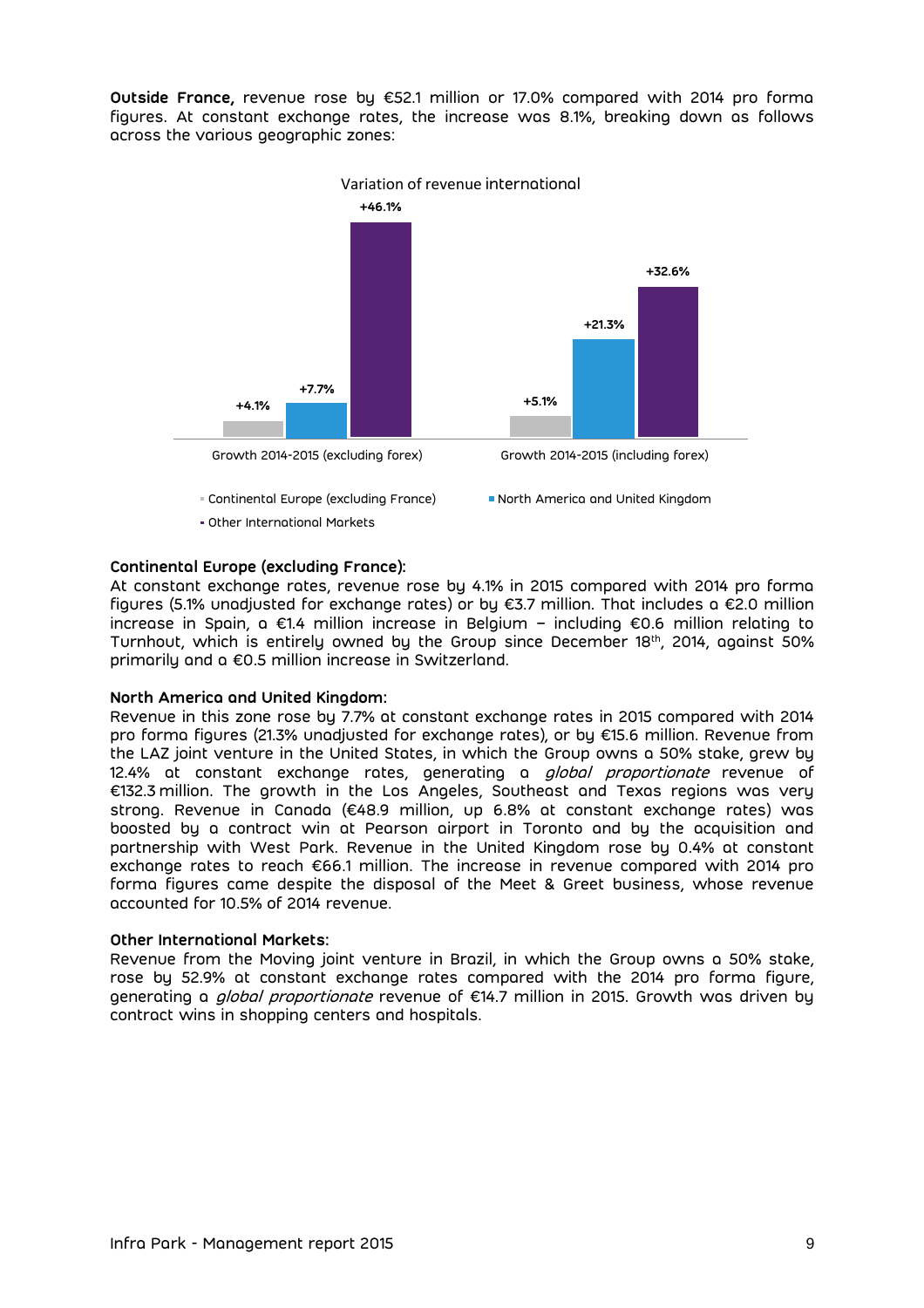**Outside France,** revenue rose by €52.1 million or 17.0% compared with 2014 pro forma figures. At constant exchange rates, the increase was 8.1%, breaking down as follows across the various geographic zones:

Variation of revenue international

| | Growth 2014-2015 (excluding forex) | Growth 2014-2015 (including forex) |
|---|---|---|
| Continental Europe (excluding France) | +4.1% | +5.1% |
| North America and United Kingdom | +7.7% | +21.3% |
| Other International Markets | +46.1% | +32.6% |

**Continental Europe (excluding France):**
At constant exchange rates, revenue rose by 4.1% in 2015 compared with 2014 pro forma figures (5.1% unadjusted for exchange rates) or by €3.7 million. That includes a €2.0 million increase in Spain, a €1.4 million increase in Belgium – including €0.6 million relating to Turnhout, which is entirely owned by the Group since December 18th, 2014, against 50% primarily and a €0.5 million increase in Switzerland.

**North America and United Kingdom:**
Revenue in this zone rose by 7.7% at constant exchange rates in 2015 compared with 2014 pro forma figures (21.3% unadjusted for exchange rates), or by €15.6 million. Revenue from the LAZ joint venture in the United States, in which the Group owns a 50% stake, grew by 12.4% at constant exchange rates, generating a *global proportionate* revenue of €132.3 million. The growth in the Los Angeles, Southeast and Texas regions was very strong. Revenue in Canada (€48.9 million, up 6.8% at constant exchange rates) was boosted by a contract win at Pearson airport in Toronto and by the acquisition and partnership with West Park. Revenue in the United Kingdom rose by 0.4% at constant exchange rates to reach €66.1 million. The increase in revenue compared with 2014 pro forma figures came despite the disposal of the Meet & Greet business, whose revenue accounted for 10.5% of 2014 revenue.

**Other International Markets:**
Revenue from the Moving joint venture in Brazil, in which the Group owns a 50% stake, rose by 52.9% at constant exchange rates compared with the 2014 pro forma figure, generating a *global proportionate* revenue of €14.7 million in 2015. Growth was driven by contract wins in shopping centers and hospitals.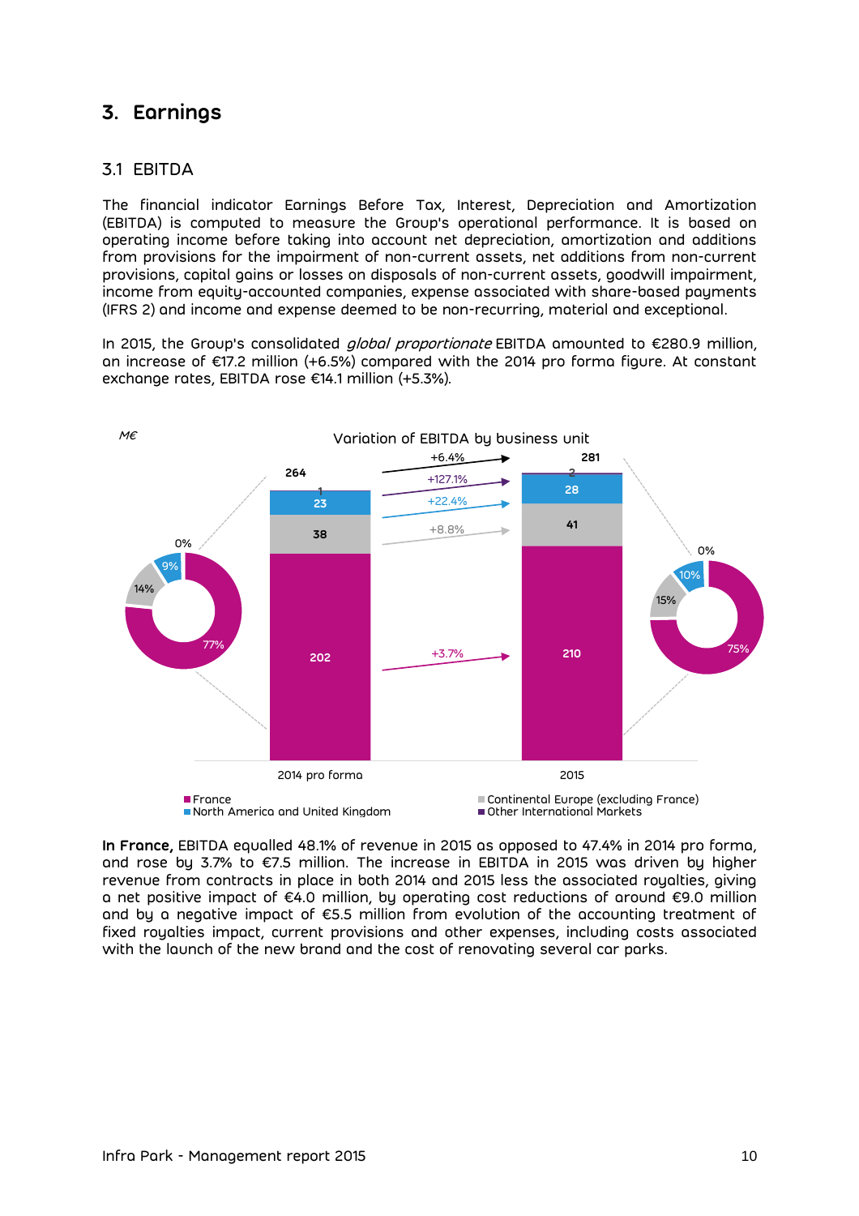# 3. Earnings

## 3.1 EBITDA

The financial indicator Earnings Before Tax, Interest, Depreciation and Amortization (EBITDA) is computed to measure the Group's operational performance. It is based on operating income before taking into account net depreciation, amortization and additions from provisions for the impairment of non-current assets, net additions from non-current provisions, capital gains or losses on disposals of non-current assets, goodwill impairment, income from equity-accounted companies, expense associated with share-based payments (IFRS 2) and income and expense deemed to be non-recurring, material and exceptional.

In 2015, the Group's consolidated *global proportionate* EBITDA amounted to €280.9 million, an increase of €17.2 million (+6.5%) compared with the 2014 pro forma figure. At constant exchange rates, EBITDA rose €14.1 million (+5.3%).

M€

Variation of EBITDA by business unit

| | 2014 pro forma | Variation | 2015 |
|---|---|---|---|
| France | 202 | +3.7% | 210 |
| Continental Europe (excluding France) | 38 | +8.8% | 41 |
| North America and United Kingdom | 23 | +22.4% | 28 |
| Other International Markets | 1 | +127.1% | 2 |
| Total | 264 | +6.4% | 281 |

| | 2014 pro forma | 2015 |
|---|---|---|
| France | 77% | 75% |
| Continental Europe (excluding France) | 14% | 15% |
| North America and United Kingdom | 9% | 10% |
| Other International Markets | 0% | 0% |

**In France,** EBITDA equalled 48.1% of revenue in 2015 as opposed to 47.4% in 2014 pro forma, and rose by 3.7% to €7.5 million. The increase in EBITDA in 2015 was driven by higher revenue from contracts in place in both 2014 and 2015 less the associated royalties, giving a net positive impact of €4.0 million, by operating cost reductions of around €9.0 million and by a negative impact of €5.5 million from evolution of the accounting treatment of fixed royalties impact, current provisions and other expenses, including costs associated with the launch of the new brand and the cost of renovating several car parks.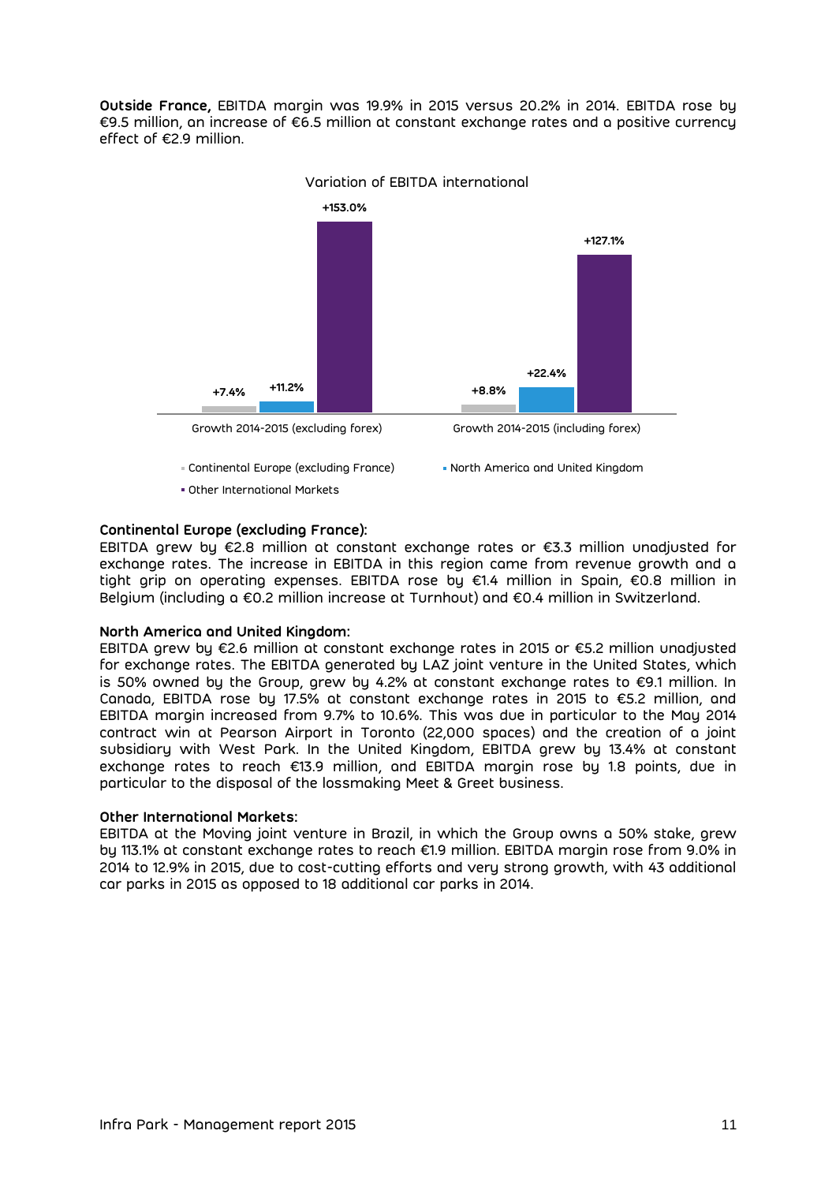**Outside France,** EBITDA margin was 19.9% in 2015 versus 20.2% in 2014. EBITDA rose by €9.5 million, an increase of €6.5 million at constant exchange rates and a positive currency effect of €2.9 million.

Variation of EBITDA international

| | Continental Europe (excluding France) | North America and United Kingdom | Other International Markets |
|---|---|---|---|
| Growth 2014-2015 (excluding forex) | +7.4% | +11.2% | +153.0% |
| Growth 2014-2015 (including forex) | +8.8% | +22.4% | +127.1% |

**Continental Europe (excluding France):**
EBITDA grew by €2.8 million at constant exchange rates or €3.3 million unadjusted for exchange rates. The increase in EBITDA in this region came from revenue growth and a tight grip on operating expenses. EBITDA rose by €1.4 million in Spain, €0.8 million in Belgium (including a €0.2 million increase at Turnhout) and €0.4 million in Switzerland.

**North America and United Kingdom:**
EBITDA grew by €2.6 million at constant exchange rates in 2015 or €5.2 million unadjusted for exchange rates. The EBITDA generated by LAZ joint venture in the United States, which is 50% owned by the Group, grew by 4.2% at constant exchange rates to €9.1 million. In Canada, EBITDA rose by 17.5% at constant exchange rates in 2015 to €5.2 million, and EBITDA margin increased from 9.7% to 10.6%. This was due in particular to the May 2014 contract win at Pearson Airport in Toronto (22,000 spaces) and the creation of a joint subsidiary with West Park. In the United Kingdom, EBITDA grew by 13.4% at constant exchange rates to reach €13.9 million, and EBITDA margin rose by 1.8 points, due in particular to the disposal of the lossmaking Meet & Greet business.

**Other International Markets:**
EBITDA at the Moving joint venture in Brazil, in which the Group owns a 50% stake, grew by 113.1% at constant exchange rates to reach €1.9 million. EBITDA margin rose from 9.0% in 2014 to 12.9% in 2015, due to cost-cutting efforts and very strong growth, with 43 additional car parks in 2015 as opposed to 18 additional car parks in 2014.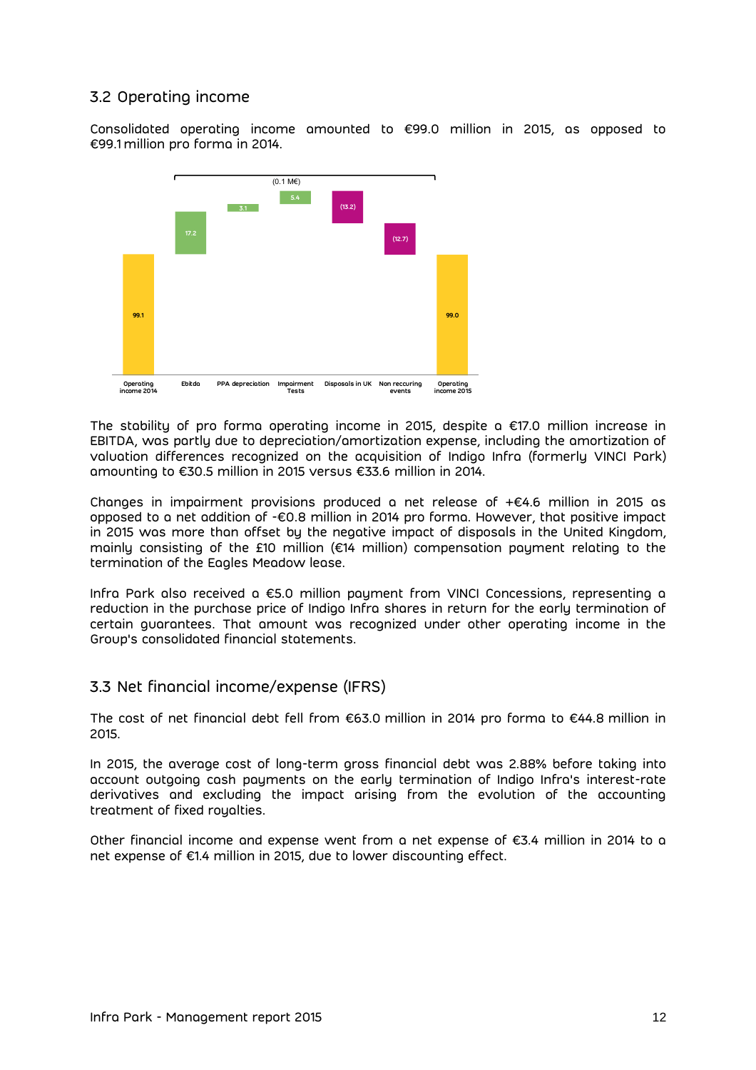## 3.2 Operating income

Consolidated operating income amounted to €99.0 million in 2015, as opposed to €99.1 million pro forma in 2014.

(0.1 M€)

| Operating income 2014 | Ebitda | PPA depreciation | Impairment Tests | Disposals in UK | Non recurring events | Operating income 2015 |
|---|---|---|---|---|---|---|
| 99.1 | 17.2 | 3.1 | 5.4 | (13.2) | (12.7) | 99.0 |

The stability of pro forma operating income in 2015, despite a €17.0 million increase in EBITDA, was partly due to depreciation/amortization expense, including the amortization of valuation differences recognized on the acquisition of Indigo Infra (formerly VINCI Park) amounting to €30.5 million in 2015 versus €33.6 million in 2014.

Changes in impairment provisions produced a net release of +€4.6 million in 2015 as opposed to a net addition of -€0.8 million in 2014 pro forma. However, that positive impact in 2015 was more than offset by the negative impact of disposals in the United Kingdom, mainly consisting of the £10 million (€14 million) compensation payment relating to the termination of the Eagles Meadow lease.

Infra Park also received a €5.0 million payment from VINCI Concessions, representing a reduction in the purchase price of Indigo Infra shares in return for the early termination of certain guarantees. That amount was recognized under other operating income in the Group's consolidated financial statements.

## 3.3 Net financial income/expense (IFRS)

The cost of net financial debt fell from €63.0 million in 2014 pro forma to €44.8 million in 2015.

In 2015, the average cost of long-term gross financial debt was 2.88% before taking into account outgoing cash payments on the early termination of Indigo Infra's interest-rate derivatives and excluding the impact arising from the evolution of the accounting treatment of fixed royalties.

Other financial income and expense went from a net expense of €3.4 million in 2014 to a net expense of €1.4 million in 2015, due to lower discounting effect.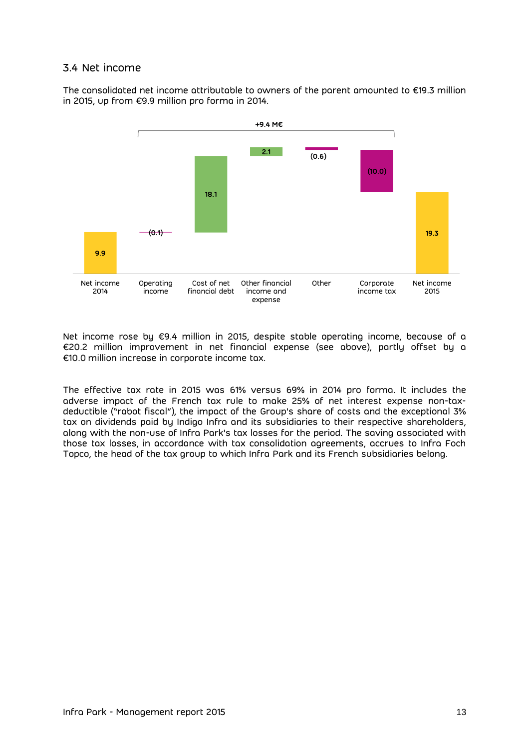## 3.4 Net income

The consolidated net income attributable to owners of the parent amounted to €19.3 million in 2015, up from €9.9 million pro forma in 2014.

+9.4 M€

| Net income 2014 | Operating income | Cost of net financial debt | Other financial income and expense | Other | Corporate income tax | Net income 2015 |
|---|---|---|---|---|---|---|
| 9.9 | (0.1) | 18.1 | 2.1 | (0.6) | (10.0) | 19.3 |

Net income rose by €9.4 million in 2015, despite stable operating income, because of a €20.2 million improvement in net financial expense (see above), partly offset by a €10.0 million increase in corporate income tax.

The effective tax rate in 2015 was 61% versus 69% in 2014 pro forma. It includes the adverse impact of the French tax rule to make 25% of net interest expense non-tax-deductible ("rabot fiscal"), the impact of the Group's share of costs and the exceptional 3% tax on dividends paid by Indigo Infra and its subsidiaries to their respective shareholders, along with the non-use of Infra Park's tax losses for the period. The saving associated with those tax losses, in accordance with tax consolidation agreements, accrues to Infra Foch Topco, the head of the tax group to which Infra Park and its French subsidiaries belong.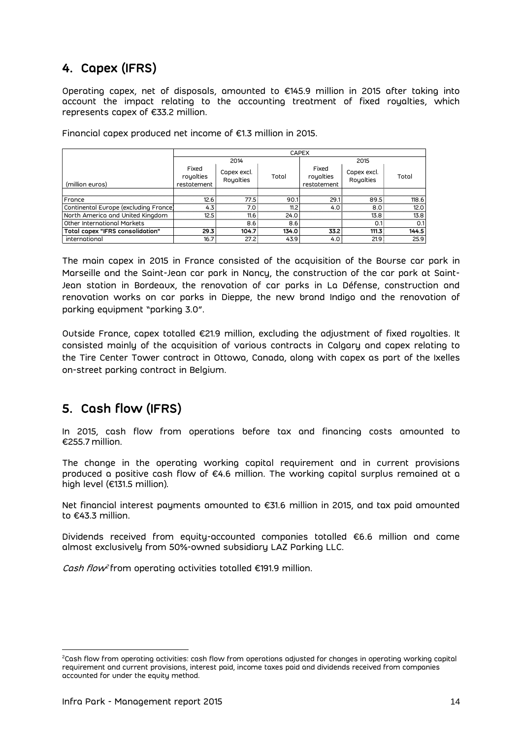## 4. Capex (IFRS)

Operating capex, net of disposals, amounted to €145.9 million in 2015 after taking into account the impact relating to the accounting treatment of fixed royalties, which represents capex of €33.2 million.

Financial capex produced net income of €1.3 million in 2015.

| | CAPEX | | | | | |
|---|---|---|---|---|---|---|
| | 2014 | | | 2015 | | |
| (million euros) | Fixed royalties restatement | Capex excl. Royalties | Total | Fixed royalties restatement | Capex excl. Royalties | Total |
| France | 12.6 | 77.5 | 90.1 | 29.1 | 89.5 | 118.6 |
| Continental Europe (excluding France) | 4.3 | 7.0 | 11.2 | 4.0 | 8.0 | 12.0 |
| North America and United Kingdom | 12.5 | 11.6 | 24.0 | | 13.8 | 13.8 |
| Other International Markets | | 8.6 | 8.6 | | 0.1 | 0.1 |
| **Total capex "IFRS consolidation"** | **29.3** | **104.7** | **134.0** | **33.2** | **111.3** | **144.5** |
| international | 16.7 | 27.2 | 43.9 | 4.0 | 21.9 | 25.9 |

The main capex in 2015 in France consisted of the acquisition of the Bourse car park in Marseille and the Saint-Jean car park in Nancy, the construction of the car park at Saint-Jean station in Bordeaux, the renovation of car parks in La Défense, construction and renovation works on car parks in Dieppe, the new brand Indigo and the renovation of parking equipment "parking 3.0".

Outside France, capex totalled €21.9 million, excluding the adjustment of fixed royalties. It consisted mainly of the acquisition of various contracts in Calgary and capex relating to the Tire Center Tower contract in Ottowa, Canada, along with capex as part of the Ixelles on-street parking contract in Belgium.

## 5. Cash flow (IFRS)

In 2015, cash flow from operations before tax and financing costs amounted to €255.7 million.

The change in the operating working capital requirement and in current provisions produced a positive cash flow of €4.6 million. The working capital surplus remained at a high level (€131.5 million).

Net financial interest payments amounted to €31.6 million in 2015, and tax paid amounted to €43.3 million.

Dividends received from equity-accounted companies totalled €6.6 million and came almost exclusively from 50%-owned subsidiary LAZ Parking LLC.

*Cash flow*[2] from operating activities totalled €191.9 million.

[2]Cash flow from operating activities: cash flow from operations adjusted for changes in operating working capital requirement and current provisions, interest paid, income taxes paid and dividends received from companies accounted for under the equity method.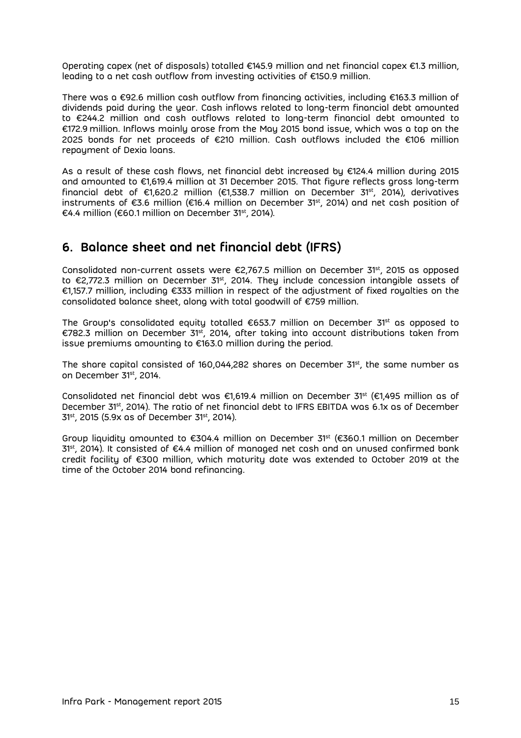Operating capex (net of disposals) totalled €145.9 million and net financial capex €1.3 million, leading to a net cash outflow from investing activities of €150.9 million.

There was a €92.6 million cash outflow from financing activities, including €163.3 million of dividends paid during the year. Cash inflows related to long-term financial debt amounted to €244.2 million and cash outflows related to long-term financial debt amounted to €172.9 million. Inflows mainly arose from the May 2015 bond issue, which was a tap on the 2025 bonds for net proceeds of €210 million. Cash outflows included the €106 million repayment of Dexia loans.

As a result of these cash flows, net financial debt increased by €124.4 million during 2015 and amounted to €1,619.4 million at 31 December 2015. That figure reflects gross long-term financial debt of €1,620.2 million (€1,538.7 million on December 31st, 2014), derivatives instruments of €3.6 million (€16.4 million on December 31st, 2014) and net cash position of €4.4 million (€60.1 million on December 31st, 2014).

## 6. Balance sheet and net financial debt (IFRS)

Consolidated non-current assets were €2,767.5 million on December 31st, 2015 as opposed to €2,772.3 million on December 31st, 2014. They include concession intangible assets of €1,157.7 million, including €333 million in respect of the adjustment of fixed royalties on the consolidated balance sheet, along with total goodwill of €759 million.

The Group's consolidated equity totalled €653.7 million on December 31st as opposed to €782.3 million on December 31st, 2014, after taking into account distributions taken from issue premiums amounting to €163.0 million during the period.

The share capital consisted of 160,044,282 shares on December 31st, the same number as on December 31st, 2014.

Consolidated net financial debt was €1,619.4 million on December 31st (€1,495 million as of December 31st, 2014). The ratio of net financial debt to IFRS EBITDA was 6.1x as of December 31st, 2015 (5.9x as of December 31st, 2014).

Group liquidity amounted to €304.4 million on December 31st (€360.1 million on December 31st, 2014). It consisted of €4.4 million of managed net cash and an unused confirmed bank credit facility of €300 million, which maturity date was extended to October 2019 at the time of the October 2014 bond refinancing.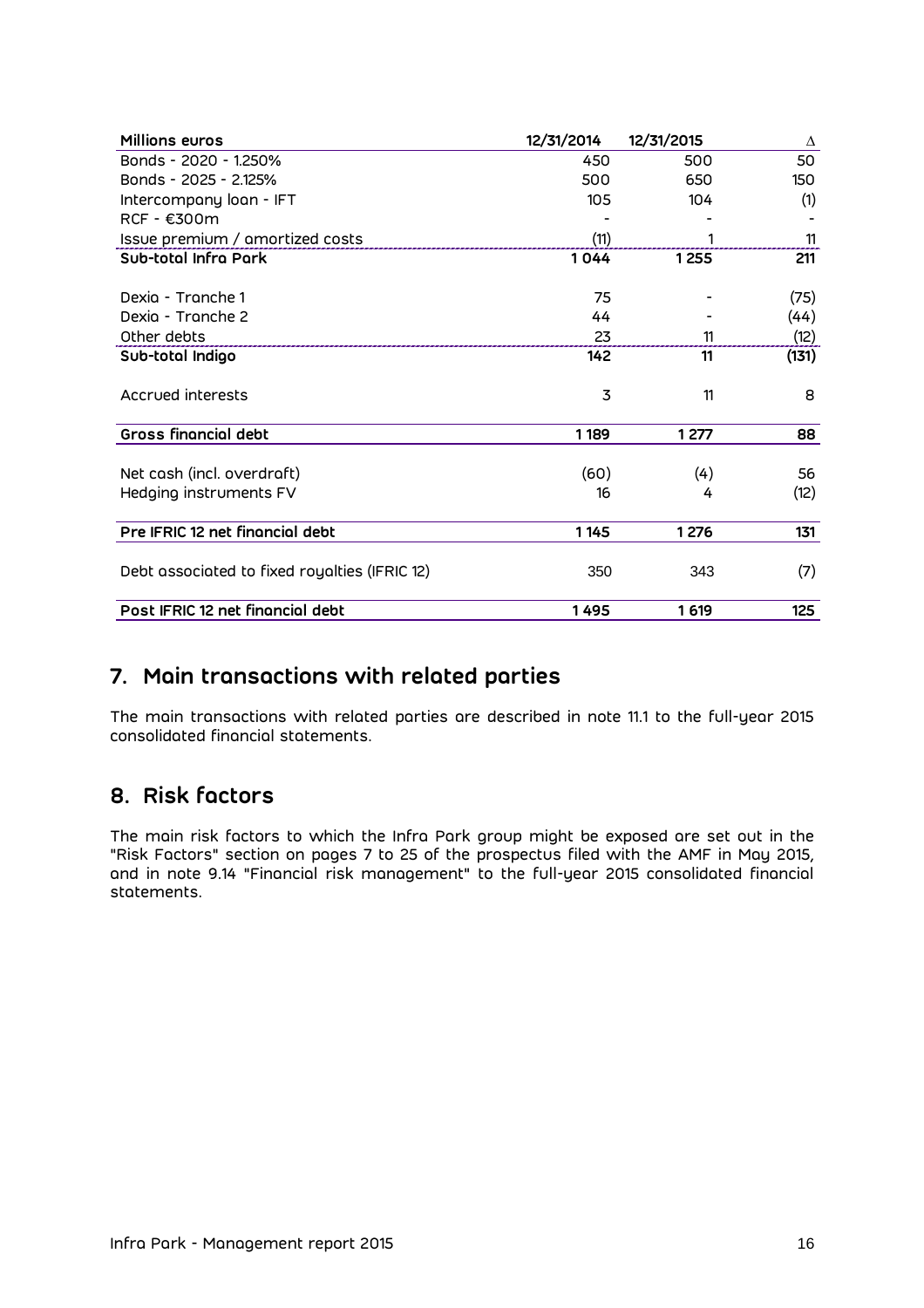| Millions euros | 12/31/2014 | 12/31/2015 | Δ |
|---|---|---|---|
| Bonds - 2020 - 1.250% | 450 | 500 | 50 |
| Bonds - 2025 - 2.125% | 500 | 650 | 150 |
| Intercompany loan - IFT | 105 | 104 | (1) |
| RCF - €300m | - | - | - |
| Issue premium / amortized costs | (11) | 1 | 11 |
| **Sub-total Infra Park** | **1 044** | **1 255** | **211** |
| Dexia - Tranche 1 | 75 | - | (75) |
| Dexia - Tranche 2 | 44 | - | (44) |
| Other debts | 23 | 11 | (12) |
| **Sub-total Indigo** | **142** | **11** | **(131)** |
| Accrued interests | 3 | 11 | 8 |
| **Gross financial debt** | **1 189** | **1 277** | **88** |
| Net cash (incl. overdraft) | (60) | (4) | 56 |
| Hedging instruments FV | 16 | 4 | (12) |
| **Pre IFRIC 12 net financial debt** | **1 145** | **1 276** | **131** |
| Debt associated to fixed royalties (IFRIC 12) | 350 | 343 | (7) |
| **Post IFRIC 12 net financial debt** | **1 495** | **1 619** | **125** |

## 7. Main transactions with related parties

The main transactions with related parties are described in note 11.1 to the full-year 2015 consolidated financial statements.

## 8. Risk factors

The main risk factors to which the Infra Park group might be exposed are set out in the "Risk Factors" section on pages 7 to 25 of the prospectus filed with the AMF in May 2015, and in note 9.14 "Financial risk management" to the full-year 2015 consolidated financial statements.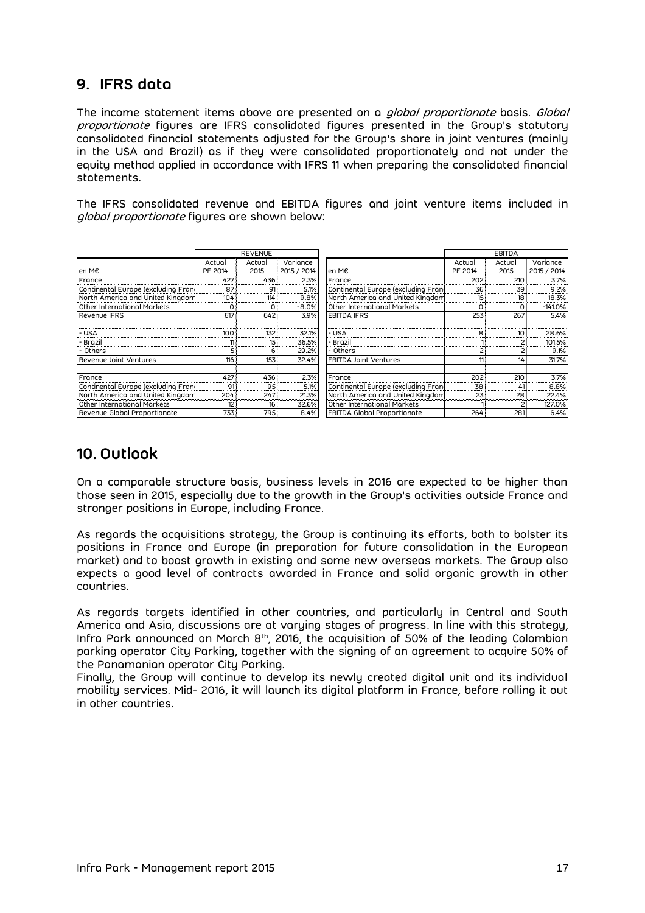## 9. IFRS data

The income statement items above are presented on a *global proportionate* basis. *Global proportionate* figures are IFRS consolidated figures presented in the Group's statutory consolidated financial statements adjusted for the Group's share in joint ventures (mainly in the USA and Brazil) as if they were consolidated proportionately and not under the equity method applied in accordance with IFRS 11 when preparing the consolidated financial statements.

The IFRS consolidated revenue and EBITDA figures and joint venture items included in *global proportionate* figures are shown below:

| | REVENUE | | |
|---|---|---|---|
| en M€ | Actual PF 2014 | Actual 2015 | Variance 2015 / 2014 |
| France | 427 | 436 | 2.3% |
| Continental Europe (excluding Fran | 87 | 91 | 5.1% |
| North America and United Kingdom | 104 | 114 | 9.8% |
| Other International Markets | 0 | 0 | -8.0% |
| Revenue IFRS | 617 | 642 | 3.9% |
| | | | |
| - USA | 100 | 132 | 32.1% |
| - Brazil | 11 | 15 | 36.5% |
| - Others | 5 | 6 | 29.2% |
| Revenue Joint Ventures | 116 | 153 | 32.4% |
| | | | |
| France | 427 | 436 | 2.3% |
| Continental Europe (excluding Fran | 91 | 95 | 5.1% |
| North America and United Kingdom | 204 | 247 | 21.3% |
| Other International Markets | 12 | 16 | 32.6% |
| Revenue Global Proportionate | 733 | 795 | 8.4% |

| | EBITDA | | |
|---|---|---|---|
| en M€ | Actual PF 2014 | Actual 2015 | Variance 2015 / 2014 |
| France | 202 | 210 | 3.7% |
| Continental Europe (excluding Fran | 36 | 39 | 9.2% |
| North America and United Kingdom | 15 | 18 | 18.3% |
| Other International Markets | 0 | 0 | -141.0% |
| EBITDA IFRS | 253 | 267 | 5.4% |
| | | | |
| - USA | 8 | 10 | 28.6% |
| - Brazil | 1 | 2 | 101.5% |
| - Others | 2 | 2 | 9.1% |
| EBITDA Joint Ventures | 11 | 14 | 31.7% |
| | | | |
| France | 202 | 210 | 3.7% |
| Continental Europe (excluding Fran | 38 | 41 | 8.8% |
| North America and United Kingdom | 23 | 28 | 22.4% |
| Other International Markets | 1 | 2 | 127.0% |
| EBITDA Global Proportionate | 264 | 281 | 6.4% |

## 10. Outlook

On a comparable structure basis, business levels in 2016 are expected to be higher than those seen in 2015, especially due to the growth in the Group's activities outside France and stronger positions in Europe, including France.

As regards the acquisitions strategy, the Group is continuing its efforts, both to bolster its positions in France and Europe (in preparation for future consolidation in the European market) and to boost growth in existing and some new overseas markets. The Group also expects a good level of contracts awarded in France and solid organic growth in other countries.

As regards targets identified in other countries, and particularly in Central and South America and Asia, discussions are at varying stages of progress. In line with this strategy, Infra Park announced on March 8th, 2016, the acquisition of 50% of the leading Colombian parking operator City Parking, together with the signing of an agreement to acquire 50% of the Panamanian operator City Parking.

Finally, the Group will continue to develop its newly created digital unit and its individual mobility services. Mid- 2016, it will launch its digital platform in France, before rolling it out in other countries.